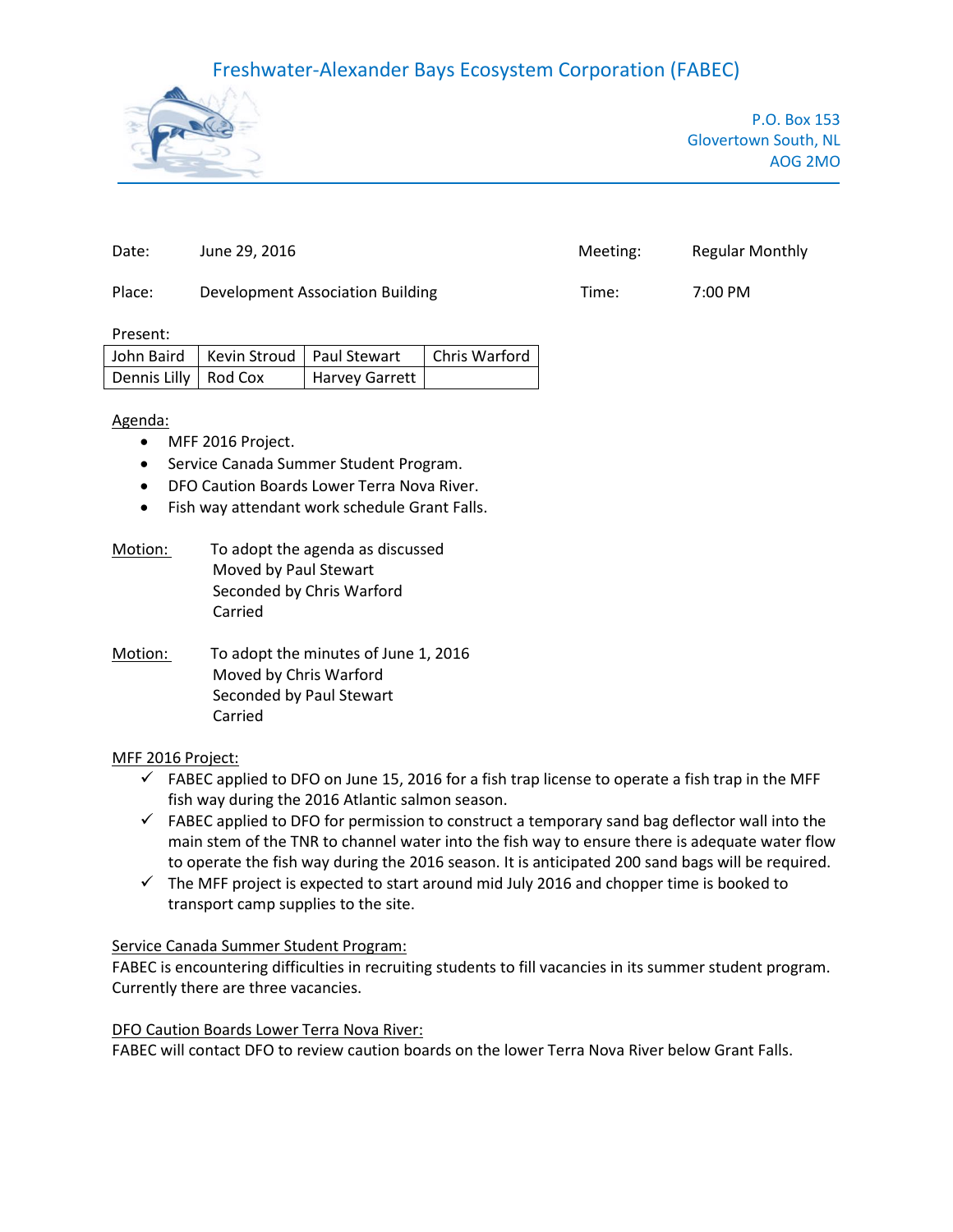# Freshwater-Alexander Bays Ecosystem Corporation (FABEC)

P.O. Box 153
Glovertown South, NL
AOG 2MO

| | | | |
|---|---|---|---|
| Date: | June 29, 2016 | Meeting: | Regular Monthly |
| Place: | Development Association Building | Time: | 7:00 PM |

Present:

| | | | |
|---|---|---|---|
| John Baird | Kevin Stroud | Paul Stewart | Chris Warford |
| Dennis Lilly | Rod Cox | Harvey Garrett | |

Agenda:

- MFF 2016 Project.
- Service Canada Summer Student Program.
- DFO Caution Boards Lower Terra Nova River.
- Fish way attendant work schedule Grant Falls.

Motion: To adopt the agenda as discussed
Moved by Paul Stewart
Seconded by Chris Warford
Carried

Motion: To adopt the minutes of June 1, 2016
Moved by Chris Warford
Seconded by Paul Stewart
Carried

MFF 2016 Project:

- ✓ FABEC applied to DFO on June 15, 2016 for a fish trap license to operate a fish trap in the MFF fish way during the 2016 Atlantic salmon season.
- ✓ FABEC applied to DFO for permission to construct a temporary sand bag deflector wall into the main stem of the TNR to channel water into the fish way to ensure there is adequate water flow to operate the fish way during the 2016 season. It is anticipated 200 sand bags will be required.
- ✓ The MFF project is expected to start around mid July 2016 and chopper time is booked to transport camp supplies to the site.

Service Canada Summer Student Program:

FABEC is encountering difficulties in recruiting students to fill vacancies in its summer student program. Currently there are three vacancies.

DFO Caution Boards Lower Terra Nova River:

FABEC will contact DFO to review caution boards on the lower Terra Nova River below Grant Falls.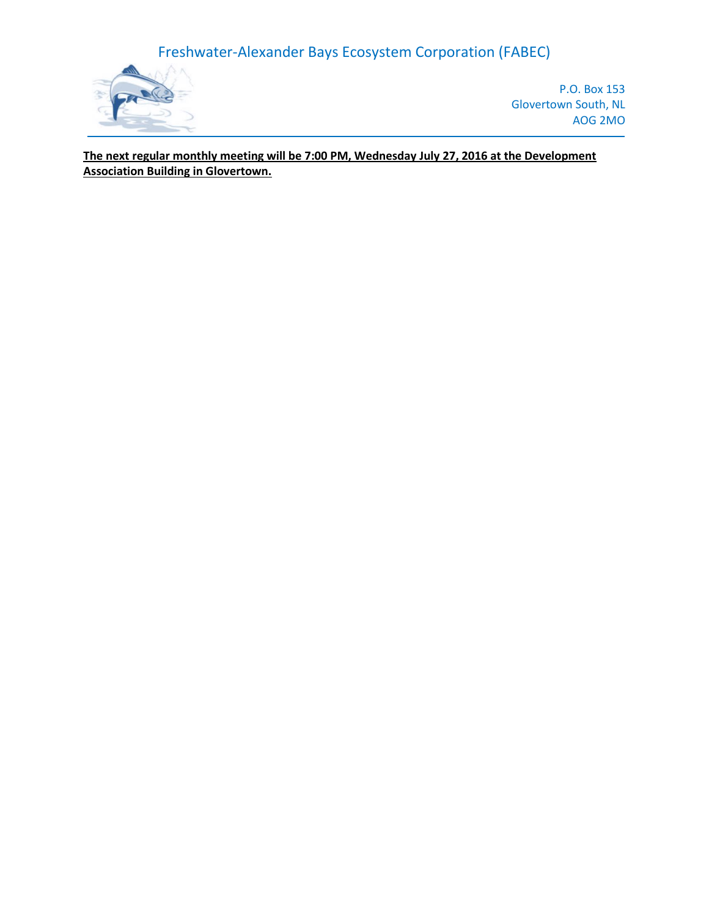Freshwater-Alexander Bays Ecosystem Corporation (FABEC)

P.O. Box 153
Glovertown South, NL
AOG 2MO

**The next regular monthly meeting will be 7:00 PM, Wednesday July 27, 2016 at the Development Association Building in Glovertown.**